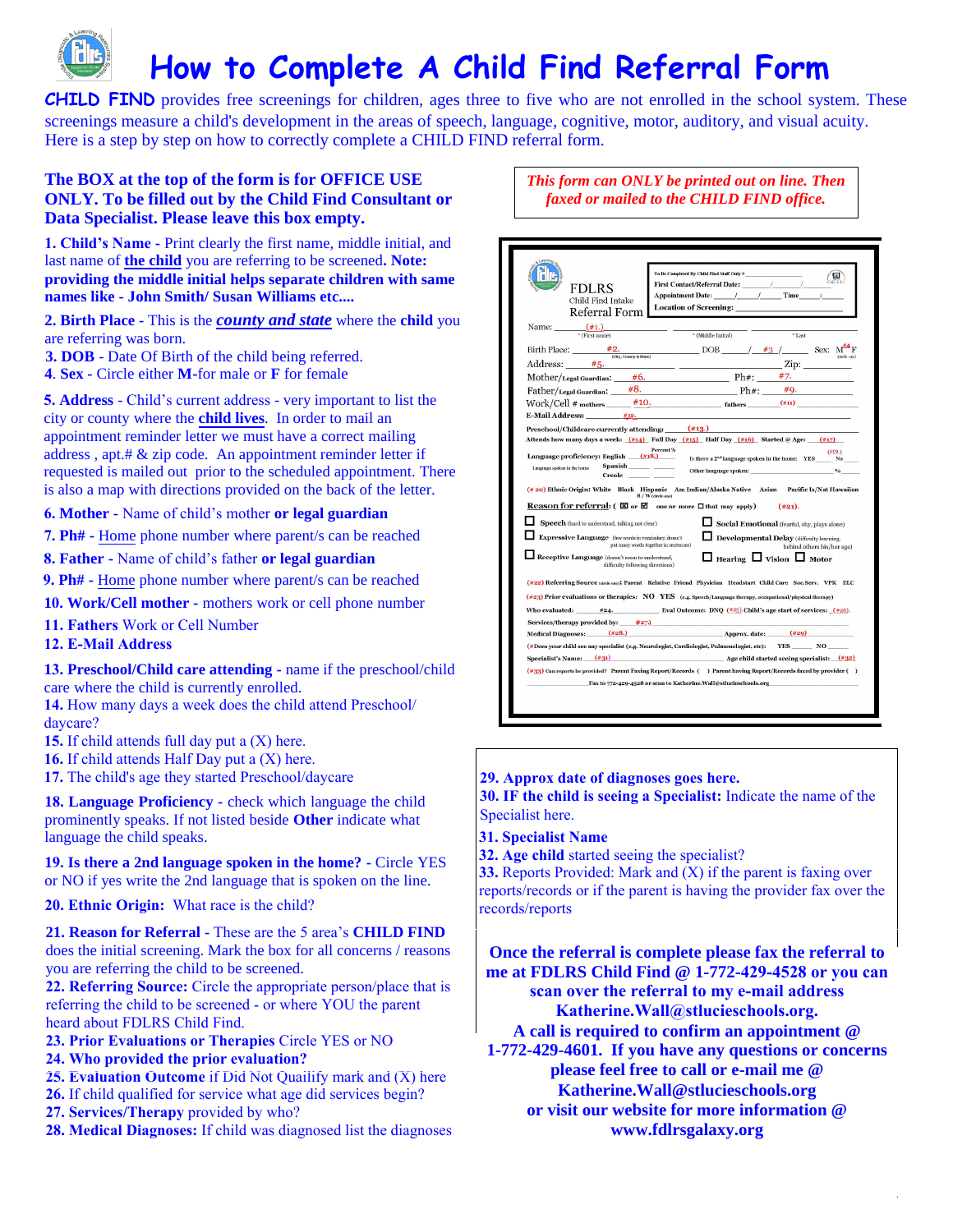# How to Complete A Child Find Referral Form

**CHILD FIND** provides free screenings for children, ages three to five who are not enrolled in the school system. These screenings measure a child's development in the areas of speech, language, cognitive, motor, auditory, and visual acuity. Here is a step by step on how to correctly complete a CHILD FIND referral form.

**The BOX at the top of the form is for OFFICE USE ONLY. To be filled out by the Child Find Consultant or Data Specialist. Please leave this box empty.**

*This form can ONLY be printed out on line. Then faxed or mailed to the CHILD FIND office.*

**1. Child's Name** - Print clearly the first name, middle initial, and last name of **the child** you are referring to be screened**. Note: providing the middle initial helps separate children with same names like - John Smith/ Susan Williams etc....**

**2. Birth Place** - This is the ***county and state*** where the **child** you are referring was born.

**3. DOB** - Date Of Birth of the child being referred.

**4**. **Sex** - Circle either **M**-for male or **F** for female

**5. Address** - Child's current address - very important to list the city or county where the **child lives**. In order to mail an appointment reminder letter we must have a correct mailing address , apt.# & zip code. An appointment reminder letter if requested is mailed out prior to the scheduled appointment. There is also a map with directions provided on the back of the letter.

**6. Mother** - Name of child's mother **or legal guardian**

**7. Ph#** - Home phone number where parent/s can be reached

**8. Father** - Name of child's father **or legal guardian**

**9. Ph#** - Home phone number where parent/s can be reached

**10. Work/Cell mother** - mothers work or cell phone number

**11. Fathers** Work or Cell Number

**12. E-Mail Address**

**13. Preschool/Child care attending** - name if the preschool/child care where the child is currently enrolled.

**14.** How many days a week does the child attend Preschool/ daycare?

**15.** If child attends full day put a (X) here.

**16.** If child attends Half Day put a (X) here.

**17.** The child's age they started Preschool/daycare

**18. Language Proficiency** - check which language the child prominently speaks. If not listed beside **Other** indicate what language the child speaks.

**19. Is there a 2nd language spoken in the home?** - Circle YES or NO if yes write the 2nd language that is spoken on the line.

**20. Ethnic Origin:** What race is the child?

**21. Reason for Referral** - These are the 5 area's **CHILD FIND** does the initial screening. Mark the box for all concerns / reasons you are referring the child to be screened.

**22. Referring Source:** Circle the appropriate person/place that is referring the child to be screened - or where YOU the parent heard about FDLRS Child Find.

**23. Prior Evaluations or Therapies** Circle YES or NO

**24. Who provided the prior evaluation?**

**25. Evaluation Outcome** if Did Not Quailify mark and (X) here

**26.** If child qualified for service what age did services begin?

**27. Services/Therapy** provided by who?

**28. Medical Diagnoses:** If child was diagnosed list the diagnoses

**29. Approx date of diagnoses goes here.**

**30. IF the child is seeing a Specialist:** Indicate the name of the Specialist here.

**31. Specialist Name**

**32. Age child** started seeing the specialist?

**33.** Reports Provided: Mark and (X) if the parent is faxing over reports/records or if the parent is having the provider fax over the records/reports

**Once the referral is complete please fax the referral to me at FDLRS Child Find @ 1-772-429-4528 or you can scan over the referral to my e-mail address Katherine.Wall@stlucieschools.org.**

**A call is required to confirm an appointment @ 1-772-429-4601. If you have any questions or concerns please feel free to call or e-mail me @ Katherine.Wall@stlucieschools.org or visit our website for more information @ www.fdlrsgalaxy.org**